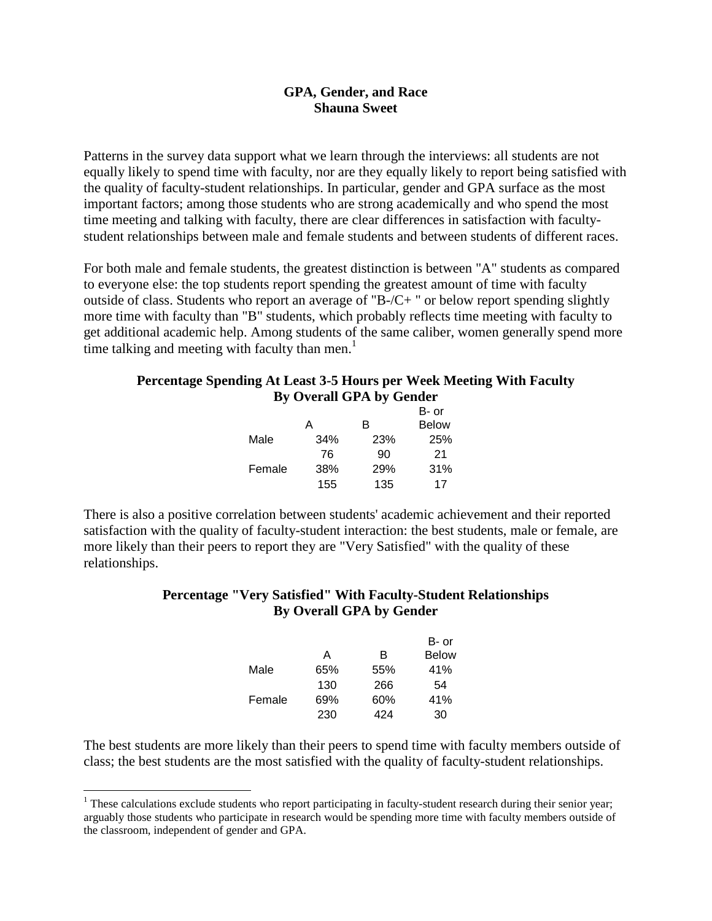# GPA, Gender, and Race

**Shauna Sweet**

Patterns in the survey data support what we learn through the interviews: all students are not equally likely to spend time with faculty, nor are they equally likely to report being satisfied with the quality of faculty-student relationships. In particular, gender and GPA surface as the most important factors; among those students who are strong academically and who spend the most time meeting and talking with faculty, there are clear differences in satisfaction with faculty-student relationships between male and female students and between students of different races.

For both male and female students, the greatest distinction is between "A" students as compared to everyone else: the top students report spending the greatest amount of time with faculty outside of class. Students who report an average of "B-/C+ " or below report spending slightly more time with faculty than "B" students, which probably reflects time meeting with faculty to get additional academic help. Among students of the same caliber, women generally spend more time talking and meeting with faculty than men.[1]

**Percentage Spending At Least 3-5 Hours per Week Meeting With Faculty By Overall GPA by Gender**

| | A | B | B- or Below |
|---|---|---|---|
| Male | 34% | 23% | 25% |
| | 76 | 90 | 21 |
| Female | 38% | 29% | 31% |
| | 155 | 135 | 17 |

There is also a positive correlation between students' academic achievement and their reported satisfaction with the quality of faculty-student interaction: the best students, male or female, are more likely than their peers to report they are "Very Satisfied" with the quality of these relationships.

**Percentage "Very Satisfied" With Faculty-Student Relationships By Overall GPA by Gender**

| | A | B | B- or Below |
|---|---|---|---|
| Male | 65% | 55% | 41% |
| | 130 | 266 | 54 |
| Female | 69% | 60% | 41% |
| | 230 | 424 | 30 |

The best students are more likely than their peers to spend time with faculty members outside of class; the best students are the most satisfied with the quality of faculty-student relationships.

[1] These calculations exclude students who report participating in faculty-student research during their senior year; arguably those students who participate in research would be spending more time with faculty members outside of the classroom, independent of gender and GPA.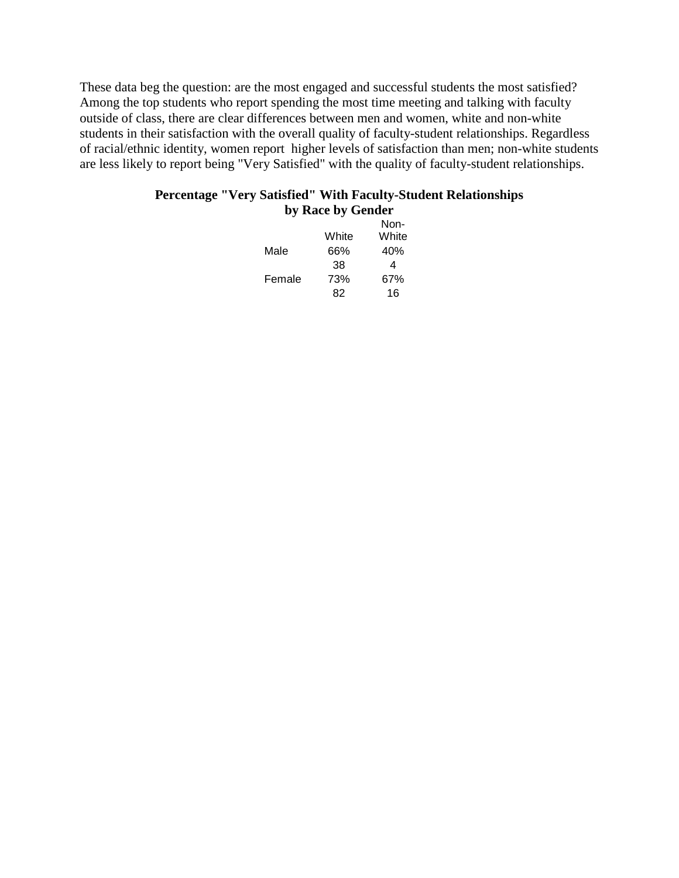These data beg the question: are the most engaged and successful students the most satisfied? Among the top students who report spending the most time meeting and talking with faculty outside of class, there are clear differences between men and women, white and non-white students in their satisfaction with the overall quality of faculty-student relationships. Regardless of racial/ethnic identity, women report higher levels of satisfaction than men; non-white students are less likely to report being "Very Satisfied" with the quality of faculty-student relationships.

**Percentage "Very Satisfied" With Faculty-Student Relationships by Race by Gender**

| | White | Non-White |
|---|---|---|
| Male | 66% | 40% |
| | 38 | 4 |
| Female | 73% | 67% |
| | 82 | 16 |